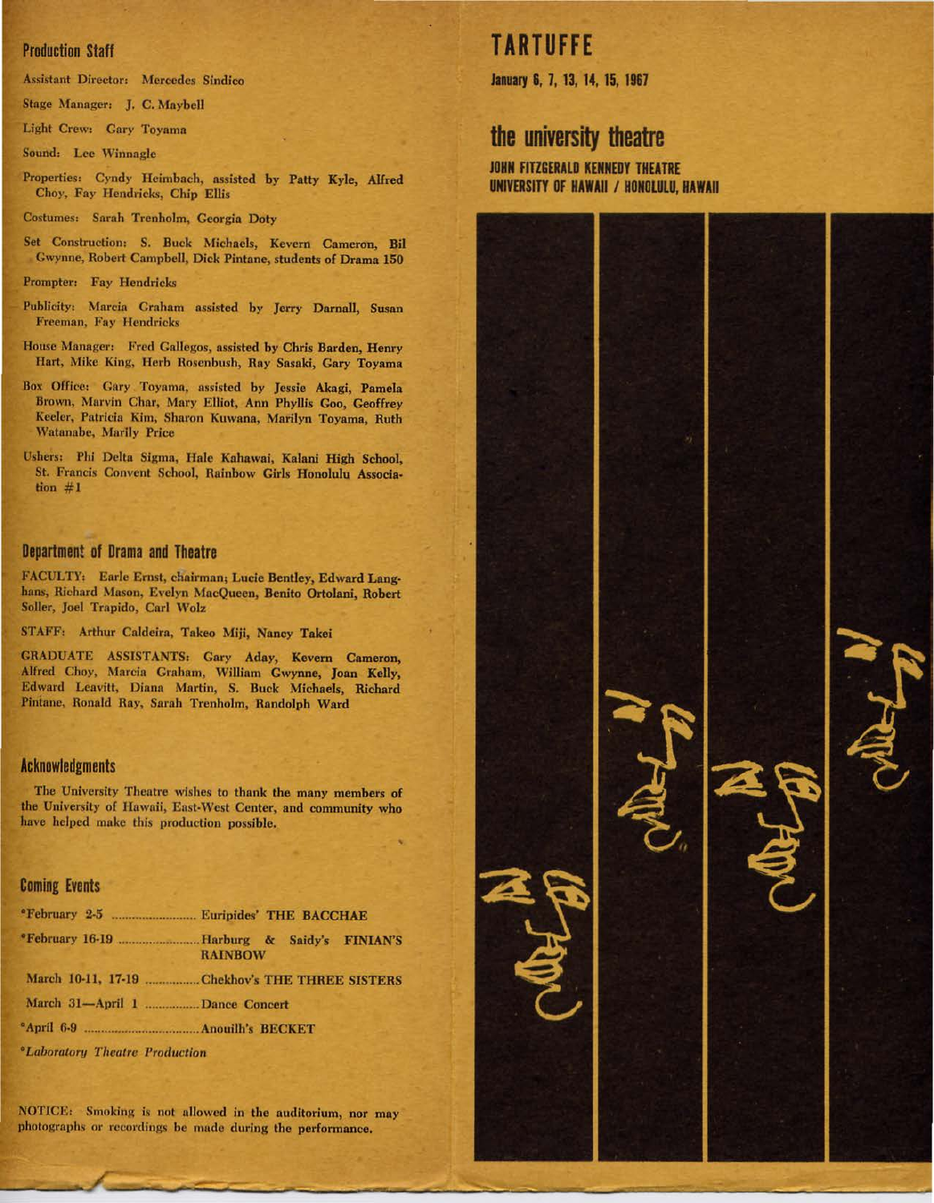## Production Staff

Assistant Director: Mercedes Sindico

Stage Manager: J. C. Maybell

Light Crew: Gary Toyama

Sound: Lee Winnagle

Properties: Cyndy Heimbach, assisted by Patty Kyle, Alfred Choy, Fay Hendricks, Chip Ellis

Costumes: Sarah Trenholm, Georgia Doty

Set Construction: S. Buck Michaels, Kevern Cameron, Bil Gwynne, Robert Campbell, Dick Pintane, students of Drama 150

Prompter: Fay Hendricks

Publicity: Marcia Graham assisted by Jerry Darnall, Susan Freeman, Fay Hendricks

House Manager: Fred Gallegos, assisted by Chris Barden, Henry Hart, Mike King, Herb Rosenbush, Ray Sasaki, Gary Toyama

Box Office: Gary Toyama, assisted by Jessie Akagi, Pamela Brown, Marvin Char, Mary Elliot, Ann Phyllis Goo, Geoffrey Keeler, Patricia Kim, Sharon Kuwana, Marilyn Toyama, Ruth Watanabe, Marily Price

Ushers: Phi Delta Sigma, Hale Kahawai, Kalani High School, St. Francis Convent School, Rainbow Girls Honolulu Association #1

## Department of Drama and Theatre

FACULTY: Earle Ernst, chairman; Lucie Bentley, Edward Langhans, Richard Mason, Evelyn MacQueen, Benito Ortolani, Robert Soller, Joel Trapido, Carl Wolz

STAFF: Arthur Caldeira, Takeo Miji, Nancy Takei

GRADUATE ASSISTANTS: Gary Aday, Kevern Cameron, Alfred Choy, Marcia Graham, William Gwynne, Joan Kelly, Edward Leavitt, Diana Martin, S. Buck Michaels, Richard Pintane, Ronald Ray, Sarah Trenholm, Randolph Ward

## Acknowledgments

The University Theatre wishes to thank the many members of the University of Hawaii, East-West Center, and community who have helped make this production possible.

## Coming Events

*February 2-5 .......................... Euripides' THE BACCHAE

*February 16-19 .......................... Harburg & Saidy's FINIAN'S RAINBOW

March 10-11, 17-19 .......................... Chekhov's THE THREE SISTERS

March 31—April 1 .......................... Dance Concert

*April 6-9 .......................... Anouilh's BECKET

*Laboratory Theatre Production*

NOTICE: Smoking is not allowed in the auditorium, nor may photographs or recordings be made during the performance.

# TARTUFFE

**January 6, 7, 13, 14, 15, 1967**

## the university theatre

**JOHN FITZGERALD KENNEDY THEATRE**
**UNIVERSITY OF HAWAII / HONOLULU, HAWAII**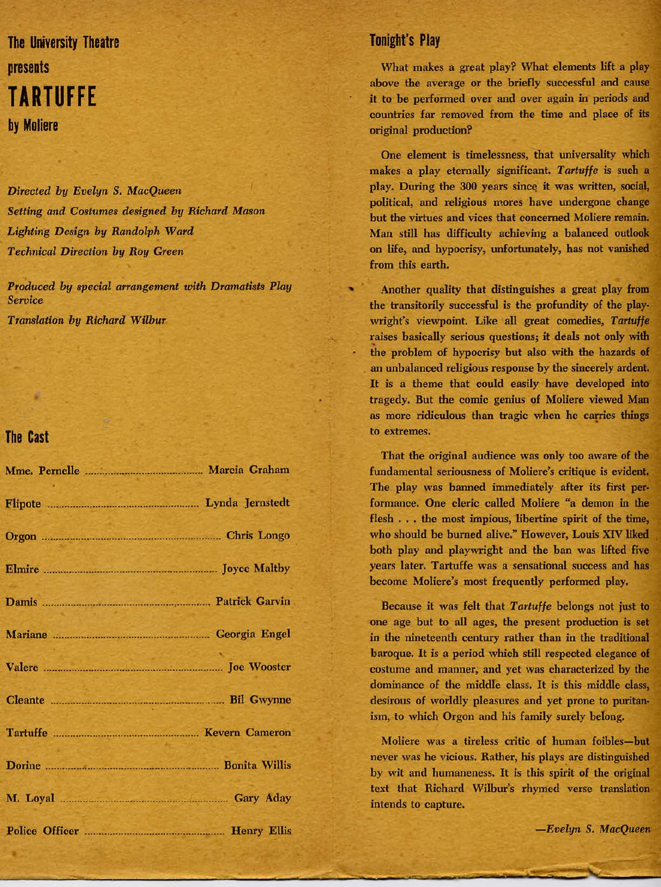# The University Theatre presents TARTUFFE by Moliere

*Directed by Evelyn S. MacQueen*

*Setting and Costumes designed by Richard Mason*

*Lighting Design by Randolph Ward*

*Technical Direction by Roy Green*

*Produced by special arrangement with Dramatists Play Service*

*Translation by Richard Wilbur*

## The Cast

| | |
|---|---|
| Mme. Pernelle | Marcia Graham |
| Flipote | Lynda Jernstedt |
| Orgon | Chris Longo |
| Elmire | Joyce Maltby |
| Damis | Patrick Garvin |
| Mariane | Georgia Engel |
| Valere | Joe Wooster |
| Cleante | Bil Gwynne |
| Tartuffe | Kevern Cameron |
| Dorine | Bonita Willis |
| M. Loyal | Gary Aday |
| Police Officer | Henry Ellis |

## Tonight's Play

What makes a great play? What elements lift a play above the average or the briefly successful and cause it to be performed over and over again in periods and countries far removed from the time and place of its original production?

One element is timelessness, that universality which makes a play eternally significant. *Tartuffe* is such a play. During the 300 years since it was written, social, political, and religious mores have undergone change but the virtues and vices that concerned Moliere remain. Man still has difficulty achieving a balanced outlook on life, and hypocrisy, unfortunately, has not vanished from this earth.

Another quality that distinguishes a great play from the transitorily successful is the profundity of the playwright's viewpoint. Like all great comedies, *Tartuffe* raises basically serious questions; it deals not only with the problem of hypocrisy but also with the hazards of an unbalanced religious response by the sincerely ardent. It is a theme that could easily have developed into tragedy. But the comic genius of Moliere viewed Man as more ridiculous than tragic when he carries things to extremes.

That the original audience was only too aware of the fundamental seriousness of Moliere's critique is evident. The play was banned immediately after its first performance. One cleric called Moliere "a demon in the flesh . . . the most impious, libertine spirit of the time, who should be burned alive." However, Louis XIV liked both play and playwright and the ban was lifted five years later. Tartuffe was a sensational success and has become Moliere's most frequently performed play.

Because it was felt that *Tartuffe* belongs not just to one age but to all ages, the present production is set in the nineteenth century rather than in the traditional baroque. It is a period which still respected elegance of costume and manner, and yet was characterized by the dominance of the middle class. It is this middle class, desirous of worldly pleasures and yet prone to puritanism, to which Orgon and his family surely belong.

Moliere was a tireless critic of human foibles—but never was he vicious. Rather, his plays are distinguished by wit and humaneness. It is this spirit of the original text that Richard Wilbur's rhymed verse translation intends to capture.

—*Evelyn S. MacQueen*